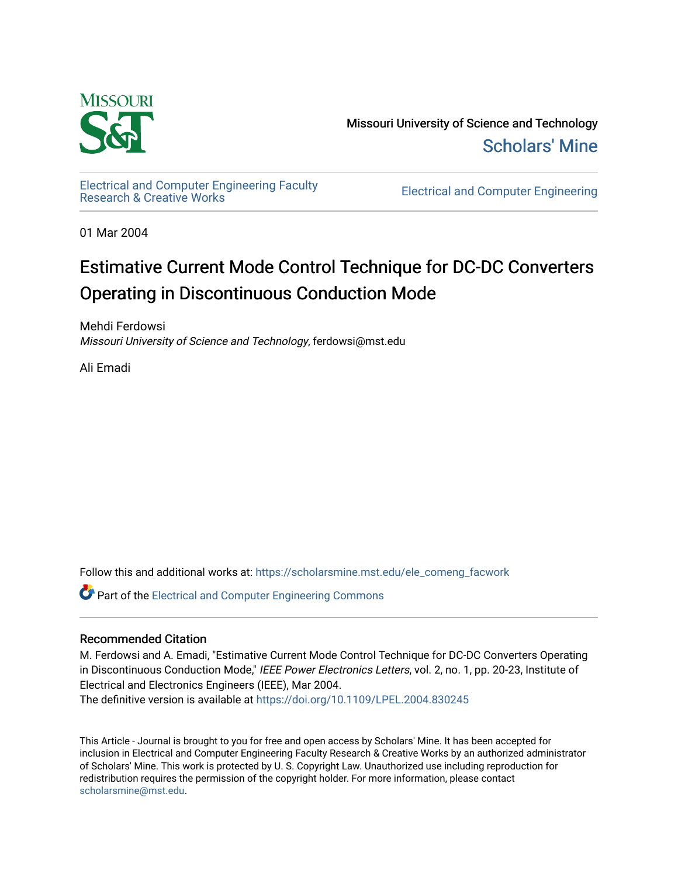Missouri University of Science and Technology

Scholars' Mine

Electrical and Computer Engineering Faculty Research & Creative Works

Electrical and Computer Engineering

01 Mar 2004

# Estimative Current Mode Control Technique for DC-DC Converters Operating in Discontinuous Conduction Mode

Mehdi Ferdowsi
*Missouri University of Science and Technology*, ferdowsi@mst.edu

Ali Emadi

Follow this and additional works at: https://scholarsmine.mst.edu/ele_comeng_facwork

Part of the Electrical and Computer Engineering Commons

## Recommended Citation

M. Ferdowsi and A. Emadi, "Estimative Current Mode Control Technique for DC-DC Converters Operating in Discontinuous Conduction Mode," *IEEE Power Electronics Letters*, vol. 2, no. 1, pp. 20-23, Institute of Electrical and Electronics Engineers (IEEE), Mar 2004.
The definitive version is available at https://doi.org/10.1109/LPEL.2004.830245

This Article - Journal is brought to you for free and open access by Scholars' Mine. It has been accepted for inclusion in Electrical and Computer Engineering Faculty Research & Creative Works by an authorized administrator of Scholars' Mine. This work is protected by U. S. Copyright Law. Unauthorized use including reproduction for redistribution requires the permission of the copyright holder. For more information, please contact scholarsmine@mst.edu.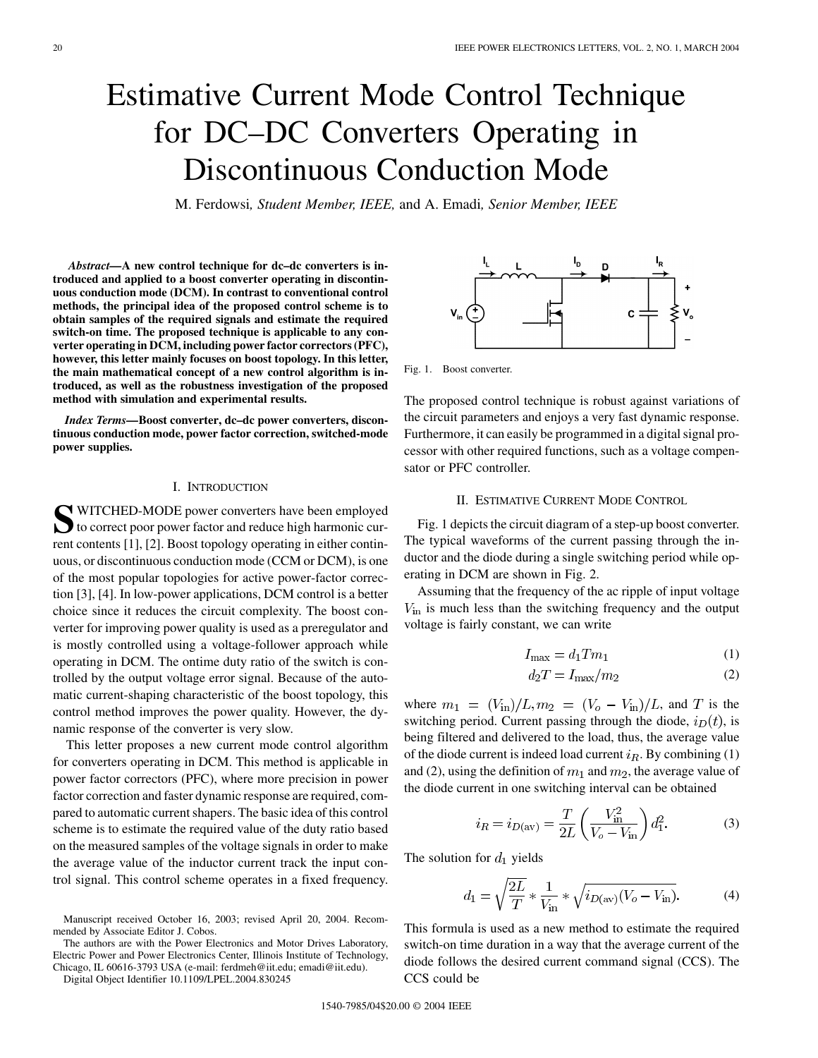# Estimative Current Mode Control Technique for DC–DC Converters Operating in Discontinuous Conduction Mode

M. Ferdowsi, *Student Member, IEEE,* and A. Emadi, *Senior Member, IEEE*

***Abstract*—A new control technique for dc–dc converters is introduced and applied to a boost converter operating in discontinuous conduction mode (DCM). In contrast to conventional control methods, the principal idea of the proposed control scheme is to obtain samples of the required signals and estimate the required switch-on time. The proposed technique is applicable to any converter operating in DCM, including power factor correctors (PFC), however, this letter mainly focuses on boost topology. In this letter, the main mathematical concept of a new control algorithm is introduced, as well as the robustness investigation of the proposed method with simulation and experimental results.**

***Index Terms*—Boost converter, dc–dc power converters, discontinuous conduction mode, power factor correction, switched-mode power supplies.**

## I. Introduction

Switched-mode power converters have been employed to correct poor power factor and reduce high harmonic current contents [1], [2]. Boost topology operating in either continuous, or discontinuous conduction mode (CCM or DCM), is one of the most popular topologies for active power-factor correction [3], [4]. In low-power applications, DCM control is a better choice since it reduces the circuit complexity. The boost converter for improving power quality is used as a preregulator and is mostly controlled using a voltage-follower approach while operating in DCM. The ontime duty ratio of the switch is controlled by the output voltage error signal. Because of the automatic current-shaping characteristic of the boost topology, this control method improves the power quality. However, the dynamic response of the converter is very slow.

This letter proposes a new current mode control algorithm for converters operating in DCM. This method is applicable in power factor correctors (PFC), where more precision in power factor correction and faster dynamic response are required, compared to automatic current shapers. The basic idea of this control scheme is to estimate the required value of the duty ratio based on the measured samples of the voltage signals in order to make the average value of the inductor current track the input control signal. This control scheme operates in a fixed frequency. The proposed control technique is robust against variations of the circuit parameters and enjoys a very fast dynamic response. Furthermore, it can easily be programmed in a digital signal processor with other required functions, such as a voltage compensator or PFC controller.

Manuscript received October 16, 2003; revised April 20, 2004. Recommended by Associate Editor J. Cobos.

The authors are with the Power Electronics and Motor Drives Laboratory, Electric Power and Power Electronics Center, Illinois Institute of Technology, Chicago, IL 60616-3793 USA (e-mail: ferdmeh@iit.edu; emadi@iit.edu).

Digital Object Identifier 10.1109/LPEL.2004.830245

Fig. 1. Boost converter.

## II. Estimative Current Mode Control

Fig. 1 depicts the circuit diagram of a step-up boost converter. The typical waveforms of the current passing through the inductor and the diode during a single switching period while operating in DCM are shown in Fig. 2.

Assuming that the frequency of the ac ripple of input voltage $V_{\text{in}}$ is much less than the switching frequency and the output voltage is fairly constant, we can write

$$I_{\max} = d_1 T m_1 \tag{1}$$

$$d_2 T = I_{\max}/m_2 \tag{2}$$

where $m_1 = (V_{\text{in}})/L, m_2 = (V_o - V_{\text{in}})/L$, and $T$ is the switching period. Current passing through the diode, $i_D(t)$, is being filtered and delivered to the load, thus, the average value of the diode current is indeed load current $i_R$. By combining (1) and (2), using the definition of $m_1$ and $m_2$, the average value of the diode current in one switching interval can be obtained

$$i_R = i_{D(\text{av})} = \frac{T}{2L}\left(\frac{V_{\text{in}}^2}{V_o - V_{\text{in}}}\right) d_1^2. \tag{3}$$

The solution for $d_1$ yields

$$d_1 = \sqrt{\frac{2L}{T}} * \frac{1}{V_{\text{in}}} * \sqrt{i_{D(\text{av})}(V_o - V_{\text{in}})}. \tag{4}$$

This formula is used as a new method to estimate the required switch-on time duration in a way that the average current of the diode follows the desired current command signal (CCS). The CCS could be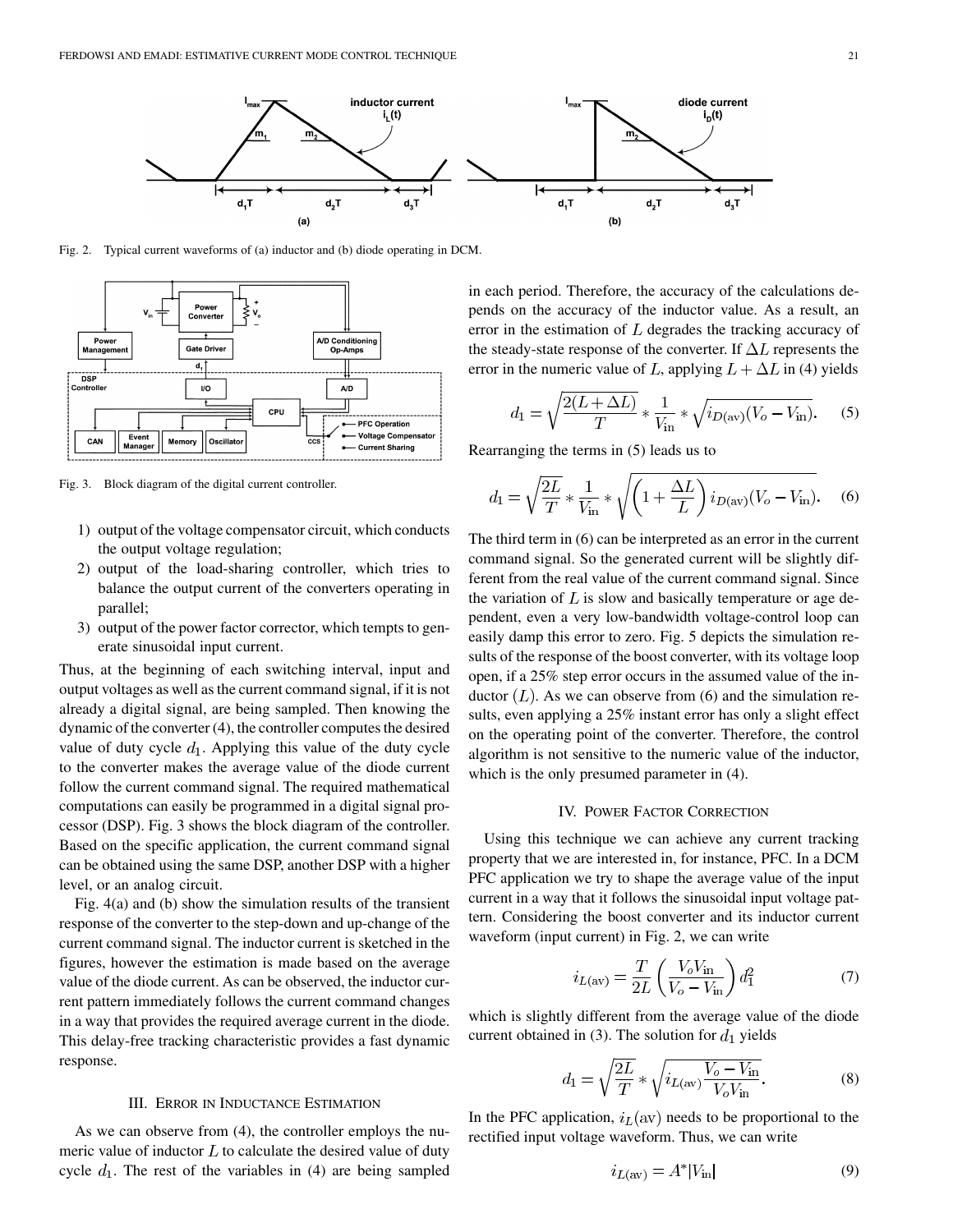Fig. 2. Typical current waveforms of (a) inductor and (b) diode operating in DCM.

Fig. 3. Block diagram of the digital current controller.

1) output of the voltage compensator circuit, which conducts the output voltage regulation;
2) output of the load-sharing controller, which tries to balance the output current of the converters operating in parallel;
3) output of the power factor corrector, which tempts to generate sinusoidal input current.

Thus, at the beginning of each switching interval, input and output voltages as well as the current command signal, if it is not already a digital signal, are being sampled. Then knowing the dynamic of the converter (4), the controller computes the desired value of duty cycle $d_1$. Applying this value of the duty cycle to the converter makes the average value of the diode current follow the current command signal. The required mathematical computations can easily be programmed in a digital signal processor (DSP). Fig. 3 shows the block diagram of the controller. Based on the specific application, the current command signal can be obtained using the same DSP, another DSP with a higher level, or an analog circuit.

Fig. 4(a) and (b) show the simulation results of the transient response of the converter to the step-down and up-change of the current command signal. The inductor current is sketched in the figures, however the estimation is made based on the average value of the diode current. As can be observed, the inductor current pattern immediately follows the current command changes in a way that provides the required average current in the diode. This delay-free tracking characteristic provides a fast dynamic response.

## III. Error in Inductance Estimation

As we can observe from (4), the controller employs the numeric value of inductor $L$ to calculate the desired value of duty cycle $d_1$. The rest of the variables in (4) are being sampled in each period. Therefore, the accuracy of the calculations depends on the accuracy of the inductor value. As a result, an error in the estimation of $L$ degrades the tracking accuracy of the steady-state response of the converter. If $\Delta L$ represents the error in the numeric value of $L$, applying $L + \Delta L$ in (4) yields

$$d_1 = \sqrt{\frac{2(L+\Delta L)}{T}} * \frac{1}{V_{\text{in}}} * \sqrt{i_{D(\text{av})}(V_o - V_{\text{in}})}. \quad (5)$$

Rearranging the terms in (5) leads us to

$$d_1 = \sqrt{\frac{2L}{T}} * \frac{1}{V_{\text{in}}} * \sqrt{\left(1 + \frac{\Delta L}{L}\right) i_{D(\text{av})}(V_o - V_{\text{in}})}. \quad (6)$$

The third term in (6) can be interpreted as an error in the current command signal. So the generated current will be slightly different from the real value of the current command signal. Since the variation of $L$ is slow and basically temperature or age dependent, even a very low-bandwidth voltage-control loop can easily damp this error to zero. Fig. 5 depicts the simulation results of the response of the boost converter, with its voltage loop open, if a 25% step error occurs in the assumed value of the inductor $(L)$. As we can observe from (6) and the simulation results, even applying a 25% instant error has only a slight effect on the operating point of the converter. Therefore, the control algorithm is not sensitive to the numeric value of the inductor, which is the only presumed parameter in (4).

## IV. Power Factor Correction

Using this technique we can achieve any current tracking property that we are interested in, for instance, PFC. In a DCM PFC application we try to shape the average value of the input current in a way that it follows the sinusoidal input voltage pattern. Considering the boost converter and its inductor current waveform (input current) in Fig. 2, we can write

$$i_{L(\text{av})} = \frac{T}{2L}\left(\frac{V_o V_{\text{in}}}{V_o - V_{\text{in}}}\right) d_1^2 \quad (7)$$

which is slightly different from the average value of the diode current obtained in (3). The solution for $d_1$ yields

$$d_1 = \sqrt{\frac{2L}{T}} * \sqrt{i_{L(\text{av})} \frac{V_o - V_{\text{in}}}{V_o V_{\text{in}}}}. \quad (8)$$

In the PFC application, $i_L(\text{av})$ needs to be proportional to the rectified input voltage waveform. Thus, we can write

$$i_{L(\text{av})} = A^* |V_{\text{in}}| \quad (9)$$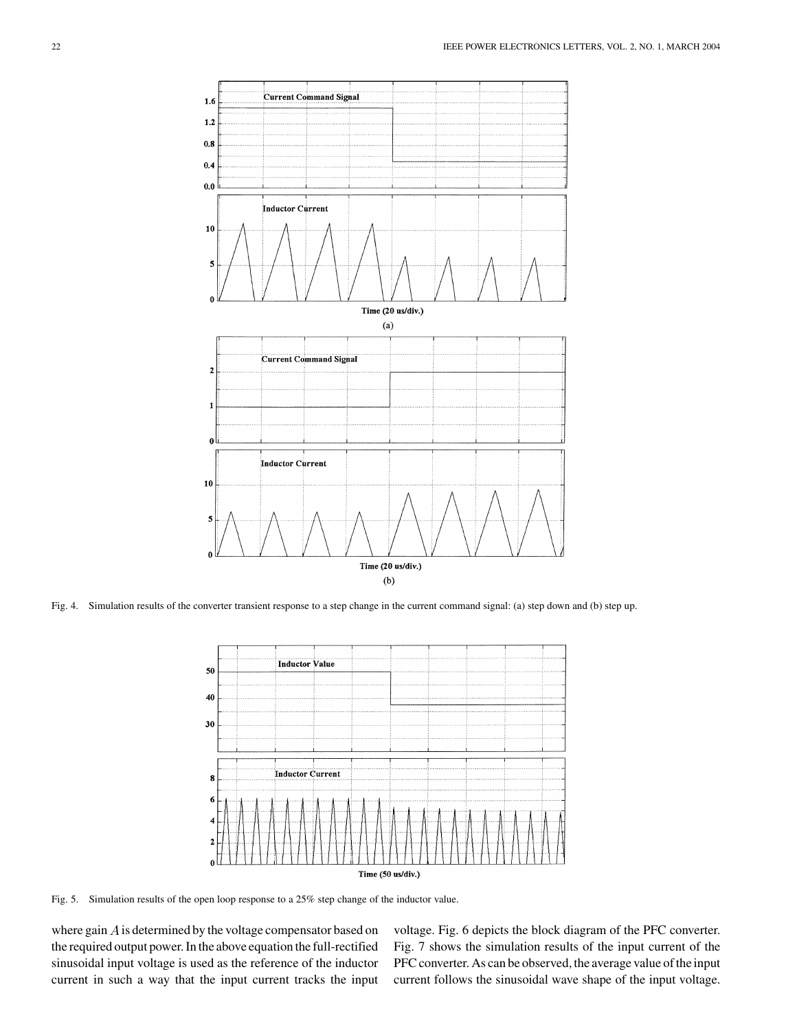Fig. 4. Simulation results of the converter transient response to a step change in the current command signal: (a) step down and (b) step up.

Fig. 5. Simulation results of the open loop response to a 25% step change of the inductor value.

where gain $A$ is determined by the voltage compensator based on the required output power. In the above equation the full-rectified sinusoidal input voltage is used as the reference of the inductor current in such a way that the input current tracks the input voltage. Fig. 6 depicts the block diagram of the PFC converter. Fig. 7 shows the simulation results of the input current of the PFC converter. As can be observed, the average value of the input current follows the sinusoidal wave shape of the input voltage.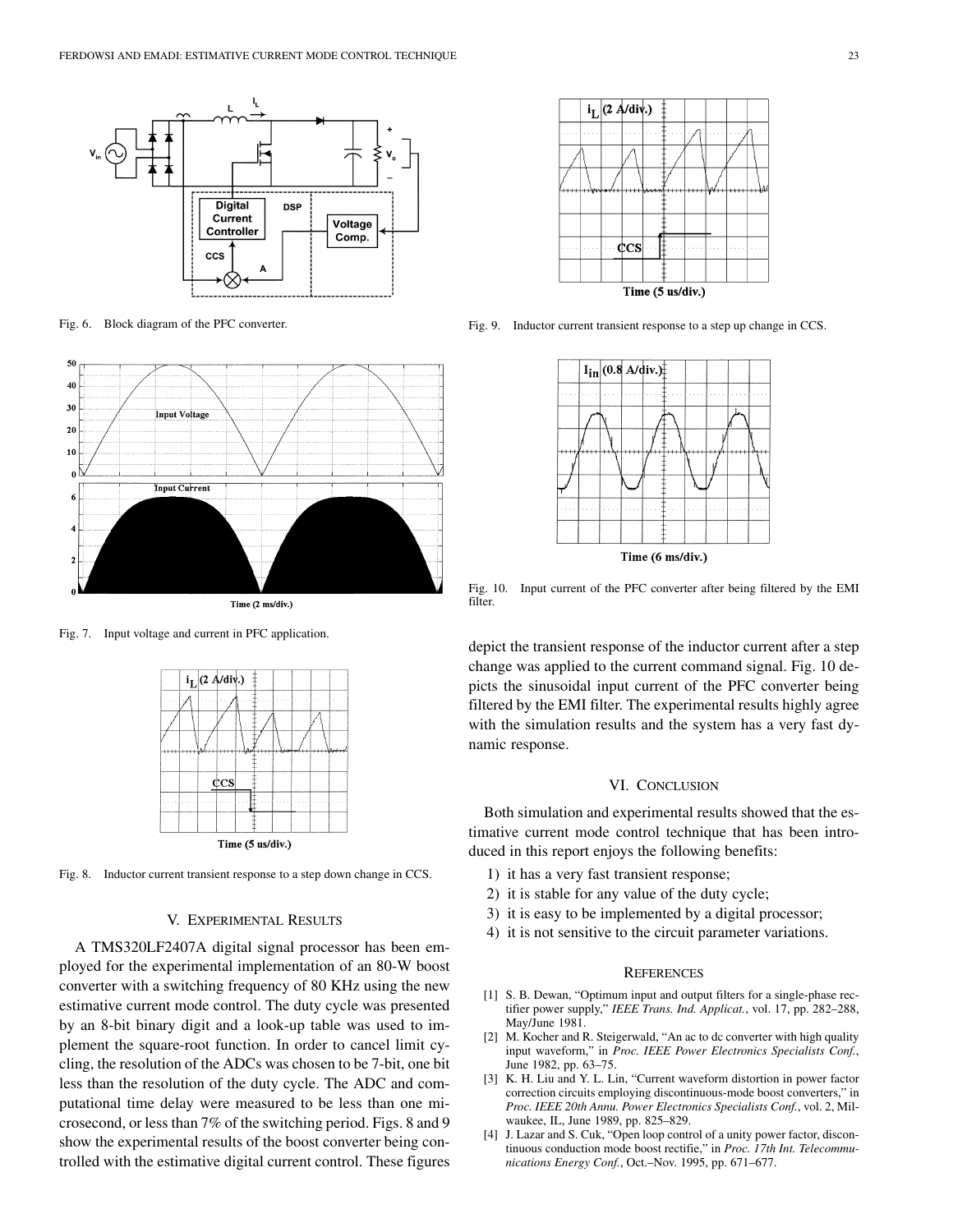Digital Current Controller

DSP

Voltage Comp.

CCS

A

$V_{in}$

L

$I_L$

$V_o$

Fig. 6. Block diagram of the PFC converter.

Input Voltage

Input Current

Time (2 ms/div.)

Fig. 7. Input voltage and current in PFC application.

$i_L$ (2 A/div.)

CCS

Time (5 us/div.)

Fig. 8. Inductor current transient response to a step down change in CCS.

## V. Experimental Results

A TMS320LF2407A digital signal processor has been employed for the experimental implementation of an 80-W boost converter with a switching frequency of 80 KHz using the new estimative current mode control. The duty cycle was presented by an 8-bit binary digit and a look-up table was used to implement the square-root function. In order to cancel limit cycling, the resolution of the ADCs was chosen to be 7-bit, one bit less than the resolution of the duty cycle. The ADC and computational time delay were measured to be less than one microsecond, or less than 7% of the switching period. Figs. 8 and 9 show the experimental results of the boost converter being controlled with the estimative digital current control. These figures depict the transient response of the inductor current after a step change was applied to the current command signal. Fig. 10 depicts the sinusoidal input current of the PFC converter being filtered by the EMI filter. The experimental results highly agree with the simulation results and the system has a very fast dynamic response.

$i_L$ (2 A/div.)

CCS

Time (5 us/div.)

Fig. 9. Inductor current transient response to a step up change in CCS.

$I_{in}$ (0.8 A/div.)

Time (6 ms/div.)

Fig. 10. Input current of the PFC converter after being filtered by the EMI filter.

## VI. Conclusion

Both simulation and experimental results showed that the estimative current mode control technique that has been introduced in this report enjoys the following benefits:

1) it has a very fast transient response;
2) it is stable for any value of the duty cycle;
3) it is easy to be implemented by a digital processor;
4) it is not sensitive to the circuit parameter variations.

## References

[1] S. B. Dewan, "Optimum input and output filters for a single-phase rectifier power supply," *IEEE Trans. Ind. Applicat.*, vol. 17, pp. 282–288, May/June 1981.

[2] M. Kocher and R. Steigerwald, "An ac to dc converter with high quality input waveform," in *Proc. IEEE Power Electronics Specialists Conf.*, June 1982, pp. 63–75.

[3] K. H. Liu and Y. L. Lin, "Current waveform distortion in power factor correction circuits employing discontinuous-mode boost converters," in *Proc. IEEE 20th Annu. Power Electronics Specialists Conf.*, vol. 2, Milwaukee, IL, June 1989, pp. 825–829.

[4] J. Lazar and S. Cuk, "Open loop control of a unity power factor, discontinuous conduction mode boost rectifie," in *Proc. 17th Int. Telecommunications Energy Conf.*, Oct.–Nov. 1995, pp. 671–677.